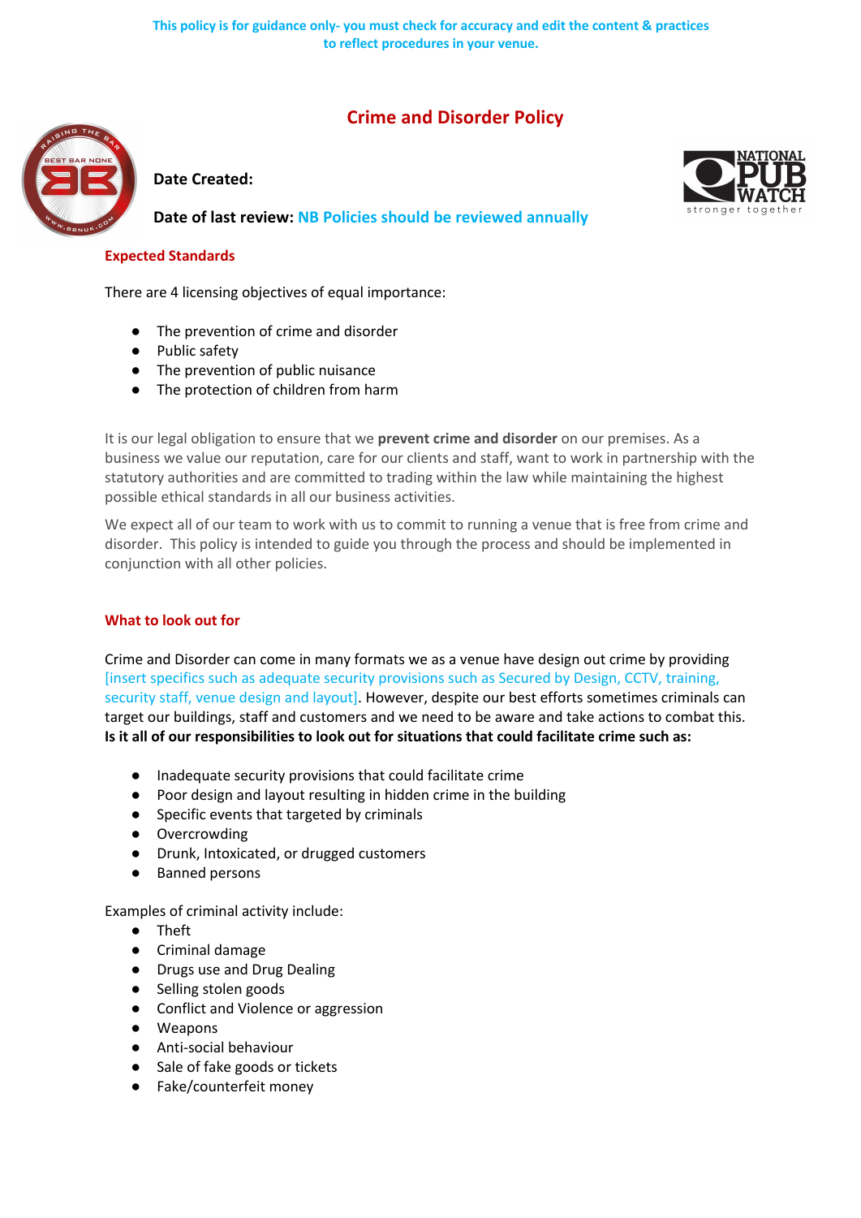This policy is for guidance only- you must check for accuracy and edit the content & practices to reflect procedures in your venue.

# Crime and Disorder Policy

**Date Created:**

**Date of last review:** NB Policies should be reviewed annually

## Expected Standards

There are 4 licensing objectives of equal importance:

- The prevention of crime and disorder
- Public safety
- The prevention of public nuisance
- The protection of children from harm

It is our legal obligation to ensure that we **prevent crime and disorder** on our premises. As a business we value our reputation, care for our clients and staff, want to work in partnership with the statutory authorities and are committed to trading within the law while maintaining the highest possible ethical standards in all our business activities.

We expect all of our team to work with us to commit to running a venue that is free from crime and disorder. This policy is intended to guide you through the process and should be implemented in conjunction with all other policies.

## What to look out for

Crime and Disorder can come in many formats we as a venue have design out crime by providing [insert specifics such as adequate security provisions such as Secured by Design, CCTV, training, security staff, venue design and layout]. However, despite our best efforts sometimes criminals can target our buildings, staff and customers and we need to be aware and take actions to combat this. **Is it all of our responsibilities to look out for situations that could facilitate crime such as:**

- Inadequate security provisions that could facilitate crime
- Poor design and layout resulting in hidden crime in the building
- Specific events that targeted by criminals
- Overcrowding
- Drunk, Intoxicated, or drugged customers
- Banned persons

Examples of criminal activity include:

- Theft
- Criminal damage
- Drugs use and Drug Dealing
- Selling stolen goods
- Conflict and Violence or aggression
- Weapons
- Anti-social behaviour
- Sale of fake goods or tickets
- Fake/counterfeit money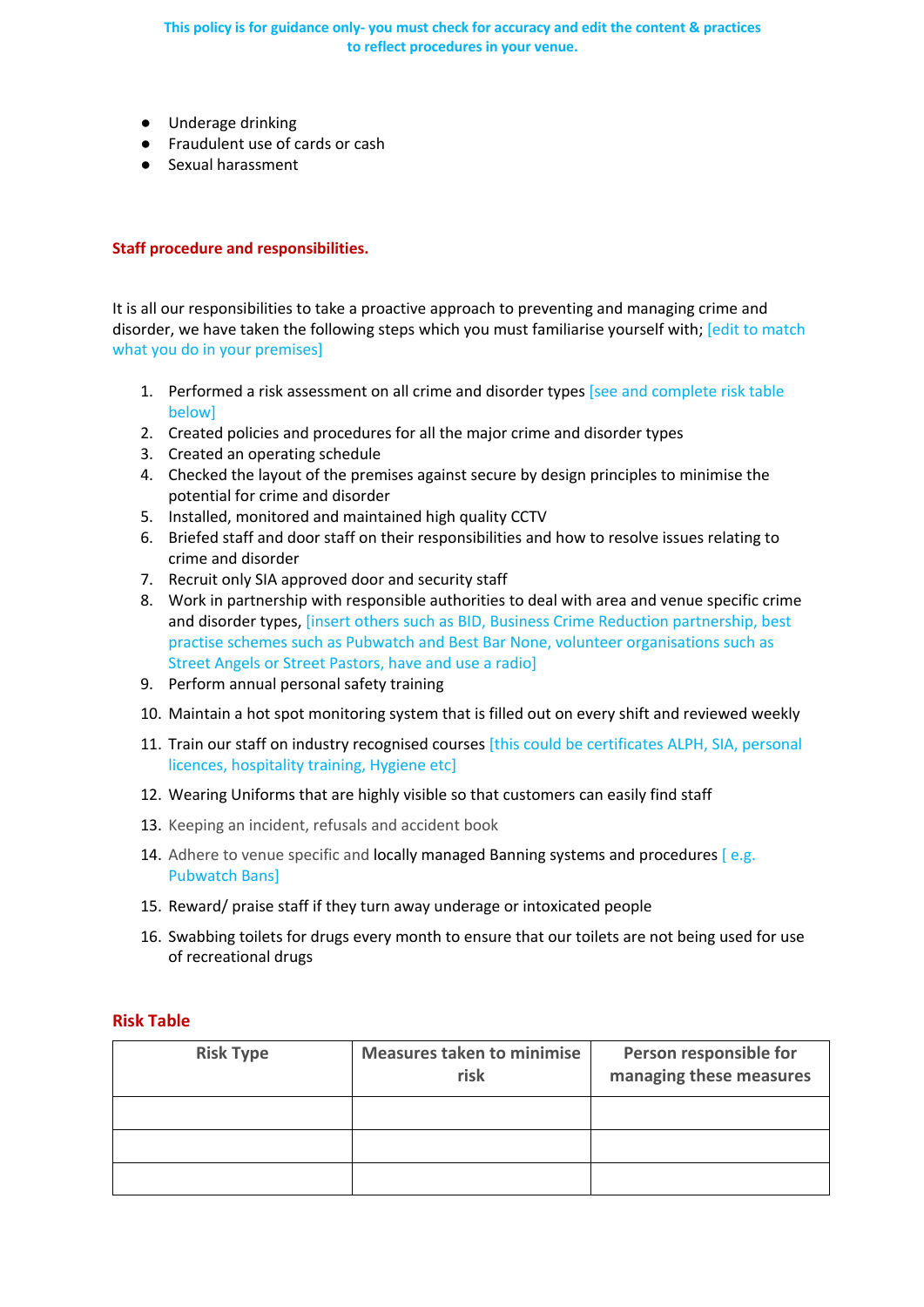This policy is for guidance only- you must check for accuracy and edit the content & practices to reflect procedures in your venue.

- Underage drinking
- Fraudulent use of cards or cash
- Sexual harassment

**Staff procedure and responsibilities.**

It is all our responsibilities to take a proactive approach to preventing and managing crime and disorder, we have taken the following steps which you must familiarise yourself with; [edit to match what you do in your premises]

1. Performed a risk assessment on all crime and disorder types [see and complete risk table below]
2. Created policies and procedures for all the major crime and disorder types
3. Created an operating schedule
4. Checked the layout of the premises against secure by design principles to minimise the potential for crime and disorder
5. Installed, monitored and maintained high quality CCTV
6. Briefed staff and door staff on their responsibilities and how to resolve issues relating to crime and disorder
7. Recruit only SIA approved door and security staff
8. Work in partnership with responsible authorities to deal with area and venue specific crime and disorder types, [insert others such as BID, Business Crime Reduction partnership, best practise schemes such as Pubwatch and Best Bar None, volunteer organisations such as Street Angels or Street Pastors, have and use a radio]
9. Perform annual personal safety training
10. Maintain a hot spot monitoring system that is filled out on every shift and reviewed weekly
11. Train our staff on industry recognised courses [this could be certificates ALPH, SIA, personal licences, hospitality training, Hygiene etc]
12. Wearing Uniforms that are highly visible so that customers can easily find staff
13. Keeping an incident, refusals and accident book
14. Adhere to venue specific and locally managed Banning systems and procedures [ e.g. Pubwatch Bans]
15. Reward/ praise staff if they turn away underage or intoxicated people
16. Swabbing toilets for drugs every month to ensure that our toilets are not being used for use of recreational drugs

## Risk Table

| Risk Type | Measures taken to minimise risk | Person responsible for managing these measures |
|---|---|---|
| | | |
| | | |
| | | |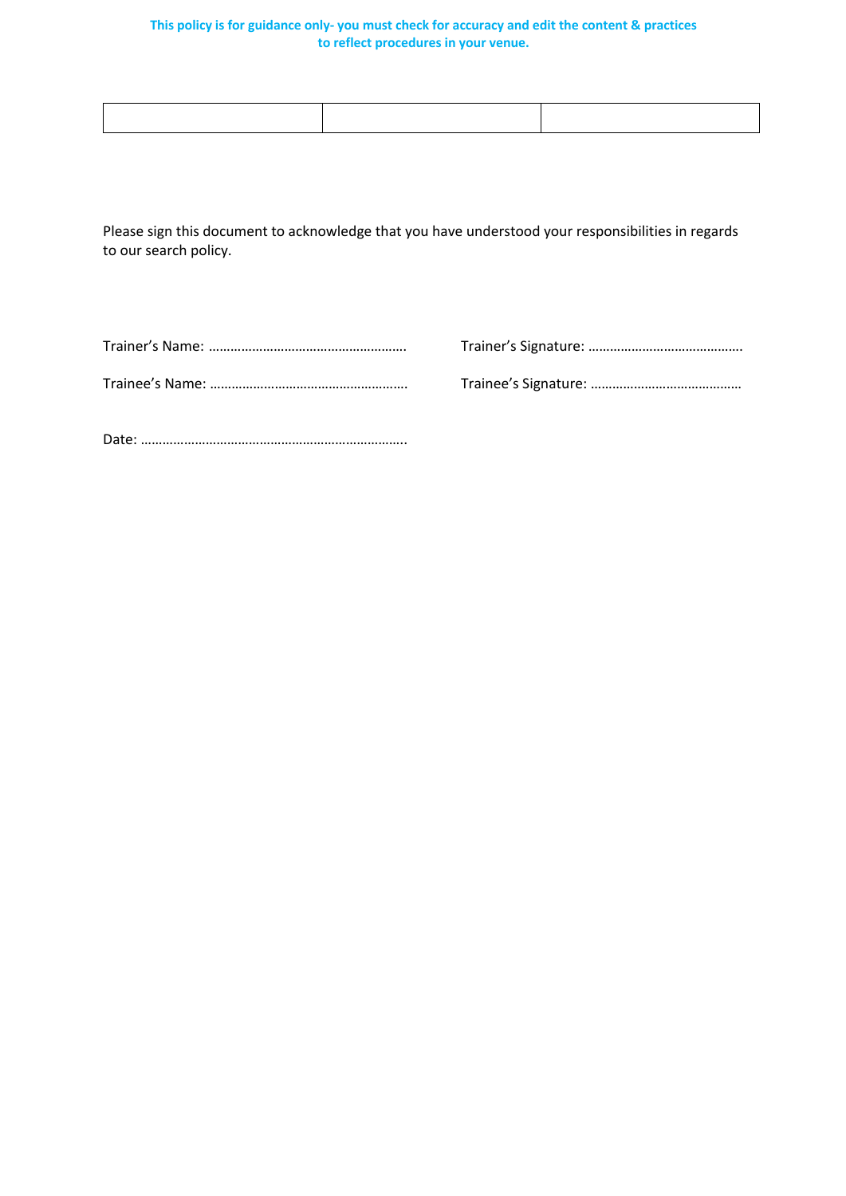**This policy is for guidance only- you must check for accuracy and edit the content & practices to reflect procedures in your venue.**

| | | |
|---|---|---|
| | | |

Please sign this document to acknowledge that you have understood your responsibilities in regards to our search policy.

Trainer's Name: ………………………………………………. Trainer's Signature: …………………………………….

Trainee's Name: ………………………………………………. Trainee's Signature: ……………………………………

Date: ……………………………………………………………….